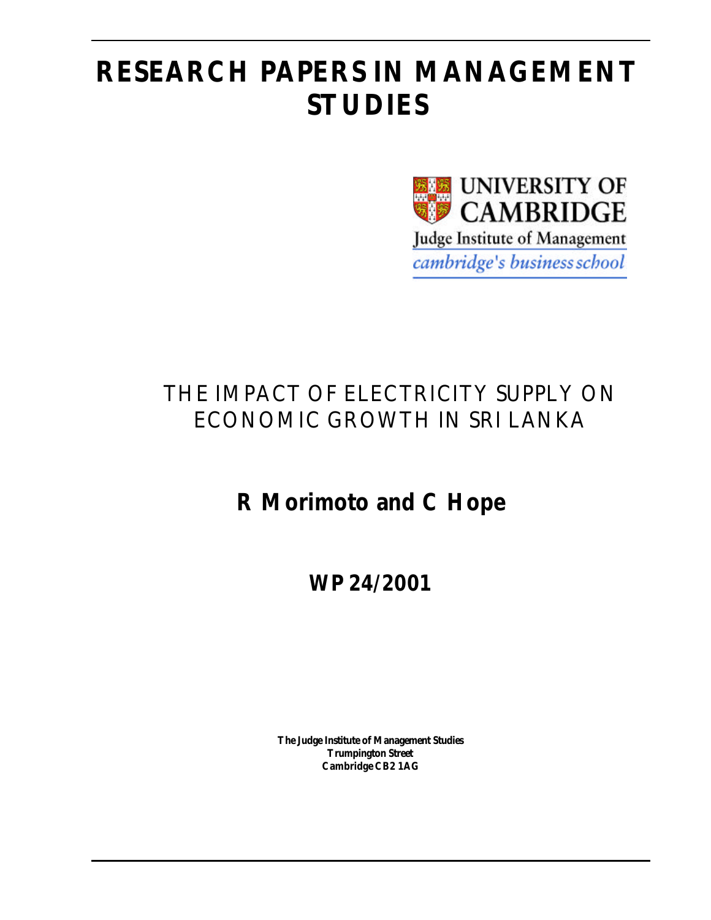# RESEARCH PAPERS IN MANAGEMENT STUDIES

UNIVERSITY OF CAMBRIDGE

Judge Institute of Management

*cambridge's business school*

## THE IMPACT OF ELECTRICITY SUPPLY ON ECONOMIC GROWTH IN SRI LANKA

**R Morimoto and C Hope**

**WP 24/2001**

**The Judge Institute of Management Studies**
**Trumpington Street**
**Cambridge CB2 1AG**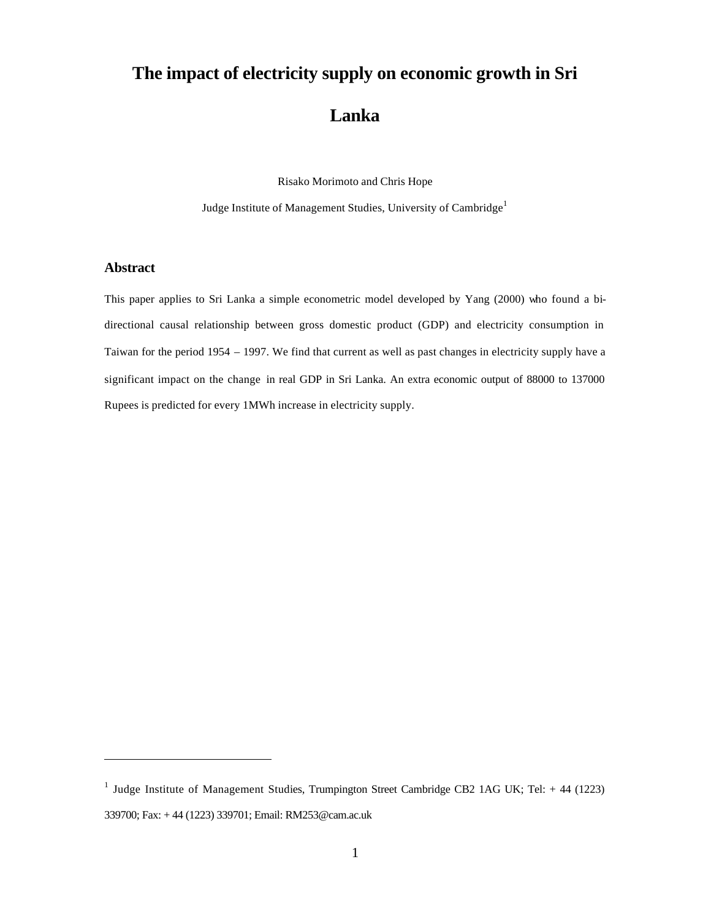# The impact of electricity supply on economic growth in Sri Lanka

Risako Morimoto and Chris Hope

Judge Institute of Management Studies, University of Cambridge[1]

## Abstract

This paper applies to Sri Lanka a simple econometric model developed by Yang (2000) who found a bi-directional causal relationship between gross domestic product (GDP) and electricity consumption in Taiwan for the period 1954 – 1997. We find that current as well as past changes in electricity supply have a significant impact on the change in real GDP in Sri Lanka. An extra economic output of 88000 to 137000 Rupees is predicted for every 1MWh increase in electricity supply.

[1] Judge Institute of Management Studies, Trumpington Street Cambridge CB2 1AG UK; Tel: + 44 (1223) 339700; Fax: + 44 (1223) 339701; Email: RM253@cam.ac.uk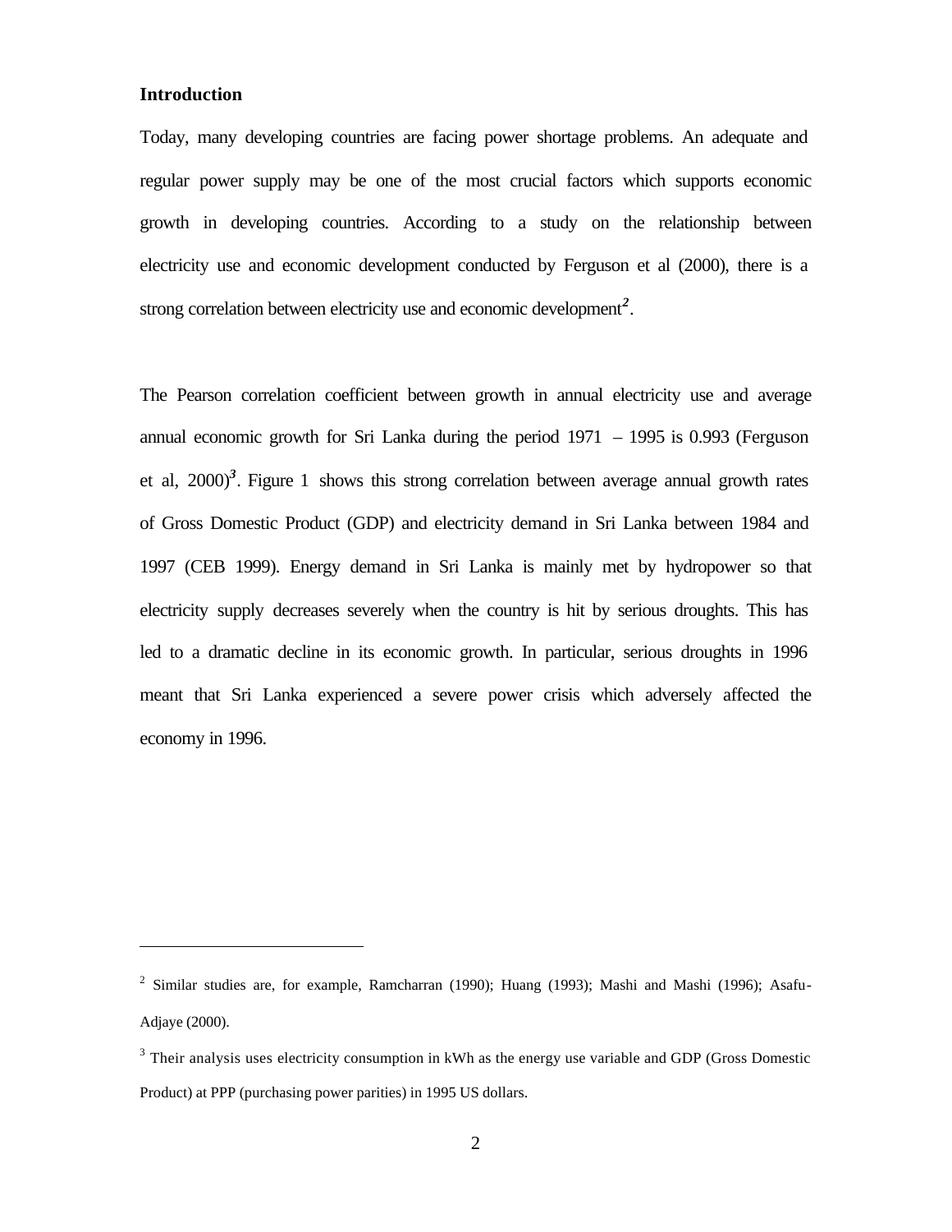## Introduction

Today, many developing countries are facing power shortage problems. An adequate and regular power supply may be one of the most crucial factors which supports economic growth in developing countries. According to a study on the relationship between electricity use and economic development conducted by Ferguson et al (2000), there is a strong correlation between electricity use and economic development[2].

The Pearson correlation coefficient between growth in annual electricity use and average annual economic growth for Sri Lanka during the period 1971 – 1995 is 0.993 (Ferguson et al, 2000)[3]. Figure 1 shows this strong correlation between average annual growth rates of Gross Domestic Product (GDP) and electricity demand in Sri Lanka between 1984 and 1997 (CEB 1999). Energy demand in Sri Lanka is mainly met by hydropower so that electricity supply decreases severely when the country is hit by serious droughts. This has led to a dramatic decline in its economic growth. In particular, serious droughts in 1996 meant that Sri Lanka experienced a severe power crisis which adversely affected the economy in 1996.

---

[2] Similar studies are, for example, Ramcharran (1990); Huang (1993); Mashi and Mashi (1996); Asafu-Adjaye (2000).

[3] Their analysis uses electricity consumption in kWh as the energy use variable and GDP (Gross Domestic Product) at PPP (purchasing power parities) in 1995 US dollars.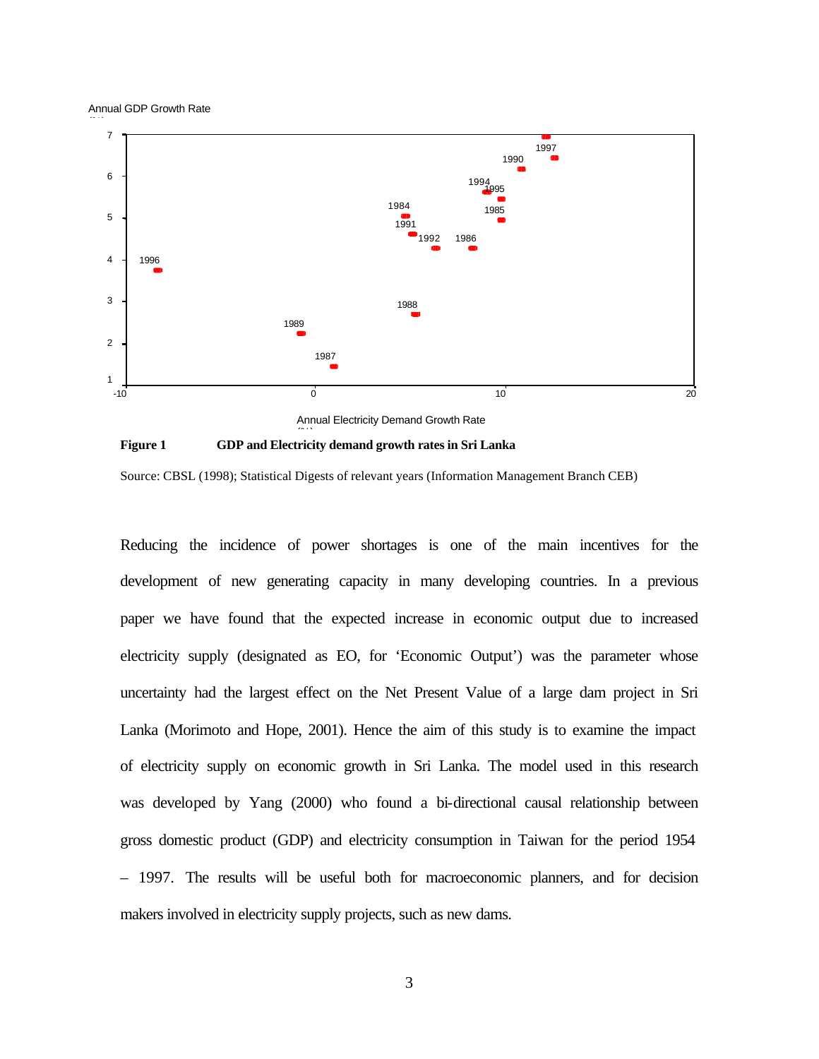Figure 1 GDP and Electricity demand growth rates in Sri Lanka

Source: CBSL (1998); Statistical Digests of relevant years (Information Management Branch CEB)

Reducing the incidence of power shortages is one of the main incentives for the development of new generating capacity in many developing countries. In a previous paper we have found that the expected increase in economic output due to increased electricity supply (designated as EO, for 'Economic Output') was the parameter whose uncertainty had the largest effect on the Net Present Value of a large dam project in Sri Lanka (Morimoto and Hope, 2001). Hence the aim of this study is to examine the impact of electricity supply on economic growth in Sri Lanka. The model used in this research was developed by Yang (2000) who found a bi-directional causal relationship between gross domestic product (GDP) and electricity consumption in Taiwan for the period 1954 – 1997. The results will be useful both for macroeconomic planners, and for decision makers involved in electricity supply projects, such as new dams.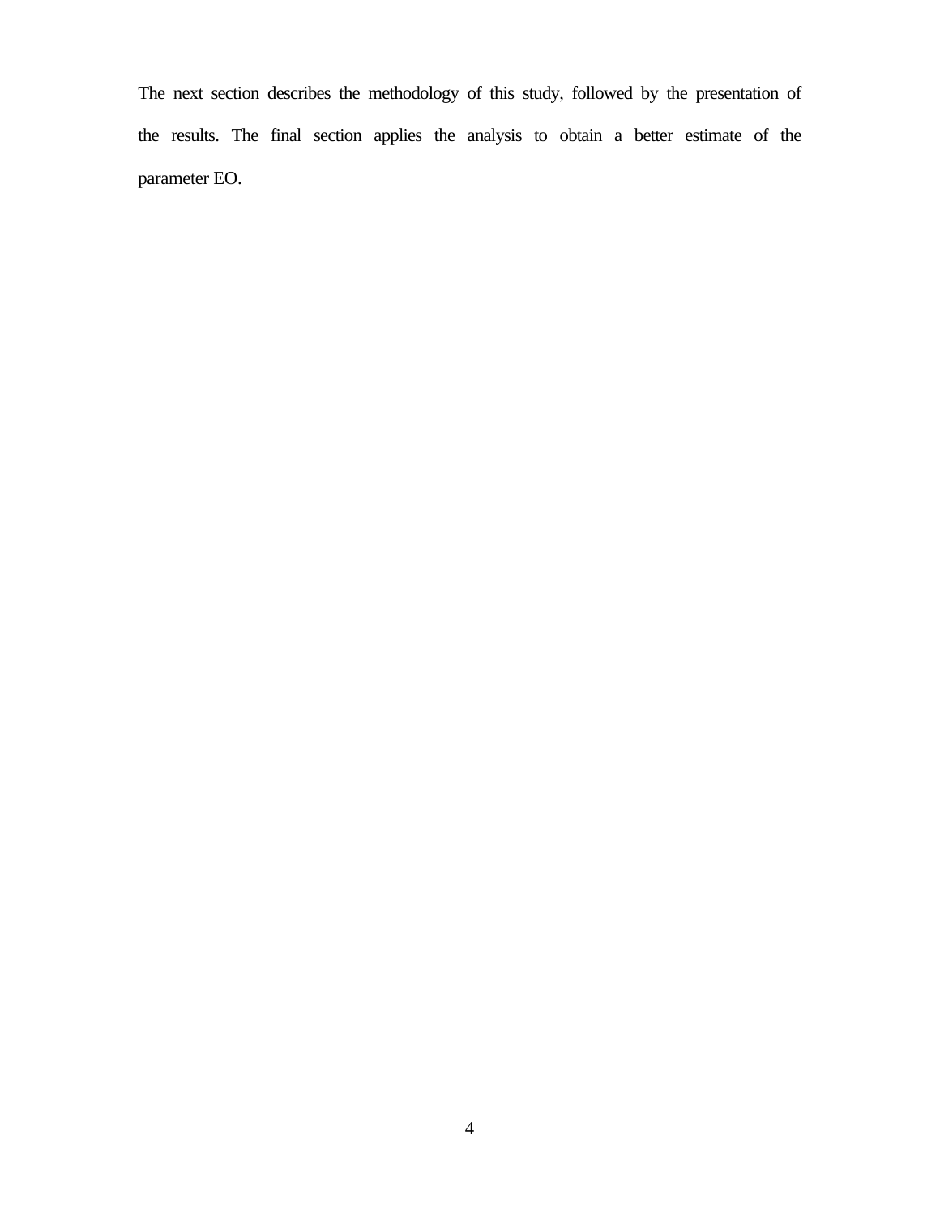The next section describes the methodology of this study, followed by the presentation of the results. The final section applies the analysis to obtain a better estimate of the parameter EO.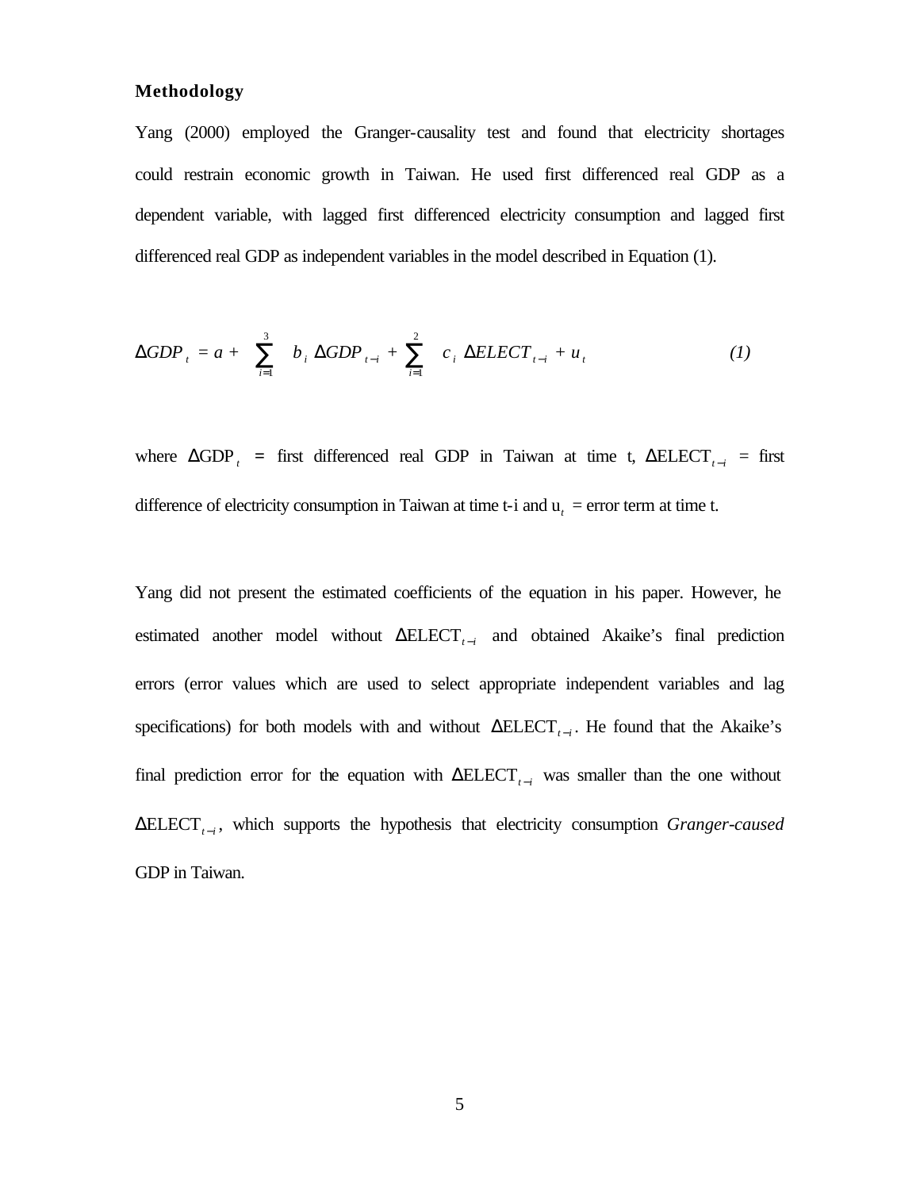**Methodology**

Yang (2000) employed the Granger-causality test and found that electricity shortages could restrain economic growth in Taiwan. He used first differenced real GDP as a dependent variable, with lagged first differenced electricity consumption and lagged first differenced real GDP as independent variables in the model described in Equation (1).

$$\Delta GDP_t = a + \sum_{i=1}^{3} b_i \, \Delta GDP_{t-i} + \sum_{i=1}^{2} c_i \, \Delta ELECT_{t-i} + u_t \qquad (1)$$

where $\Delta \text{GDP}_t$ = first differenced real GDP in Taiwan at time t, $\Delta \text{ELECT}_{t-i}$ = first difference of electricity consumption in Taiwan at time t-i and $\text{u}_t$ = error term at time t.

Yang did not present the estimated coefficients of the equation in his paper. However, he estimated another model without $\Delta \text{ELECT}_{t-i}$ and obtained Akaike's final prediction errors (error values which are used to select appropriate independent variables and lag specifications) for both models with and without $\Delta \text{ELECT}_{t-i}$. He found that the Akaike's final prediction error for the equation with $\Delta \text{ELECT}_{t-i}$ was smaller than the one without $\Delta \text{ELECT}_{t-i}$, which supports the hypothesis that electricity consumption *Granger-caused* GDP in Taiwan.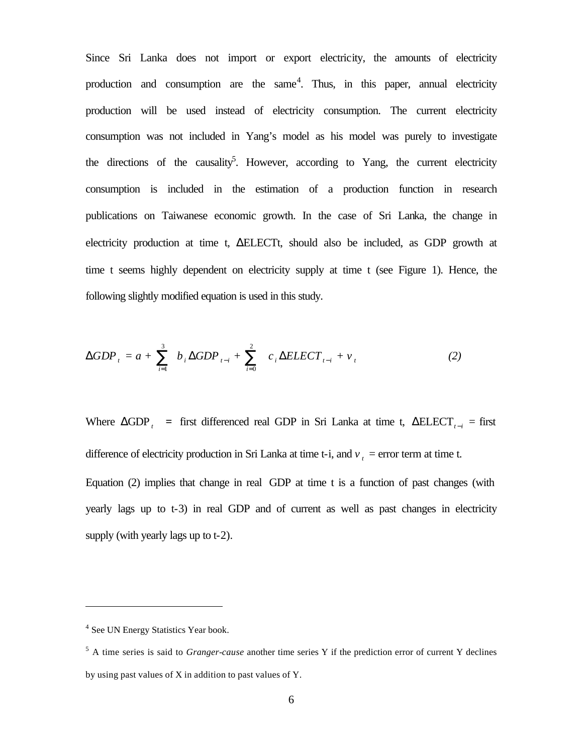Since Sri Lanka does not import or export electricity, the amounts of electricity production and consumption are the same[4]. Thus, in this paper, annual electricity production will be used instead of electricity consumption. The current electricity consumption was not included in Yang's model as his model was purely to investigate the directions of the causality[5]. However, according to Yang, the current electricity consumption is included in the estimation of a production function in research publications on Taiwanese economic growth. In the case of Sri Lanka, the change in electricity production at time t, $\Delta ELECT_t$, should also be included, as GDP growth at time t seems highly dependent on electricity supply at time t (see Figure 1). Hence, the following slightly modified equation is used in this study.

$$\Delta GDP_t = a + \sum_{i=1}^{3} b_i \Delta GDP_{t-i} + \sum_{i=0}^{2} c_i \Delta ELECT_{t-i} + v_t \qquad (2)$$

Where $\Delta GDP_t$ = first differenced real GDP in Sri Lanka at time t, $\Delta ELECT_{t-i}$ = first difference of electricity production in Sri Lanka at time t-i, and $v_t$ = error term at time t.

Equation (2) implies that change in real GDP at time t is a function of past changes (with yearly lags up to t-3) in real GDP and of current as well as past changes in electricity supply (with yearly lags up to t-2).

---

[4] See UN Energy Statistics Year book.

[5] A time series is said to *Granger-cause* another time series Y if the prediction error of current Y declines by using past values of X in addition to past values of Y.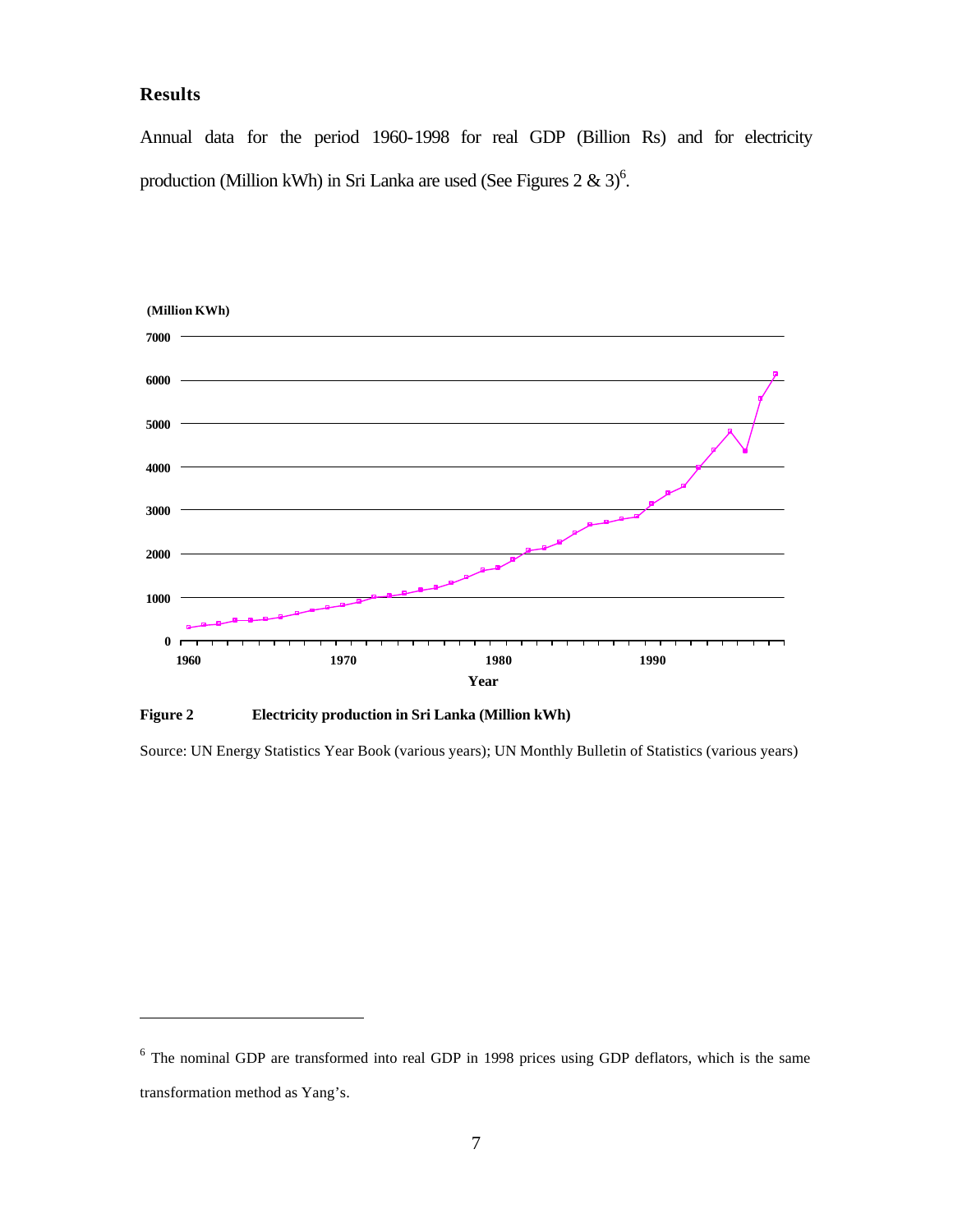## Results

Annual data for the period 1960-1998 for real GDP (Billion Rs) and for electricity production (Million kWh) in Sri Lanka are used (See Figures 2 & 3)[6].

**Figure 2 Electricity production in Sri Lanka (Million kWh)**

Source: UN Energy Statistics Year Book (various years); UN Monthly Bulletin of Statistics (various years)

---

[6] The nominal GDP are transformed into real GDP in 1998 prices using GDP deflators, which is the same transformation method as Yang's.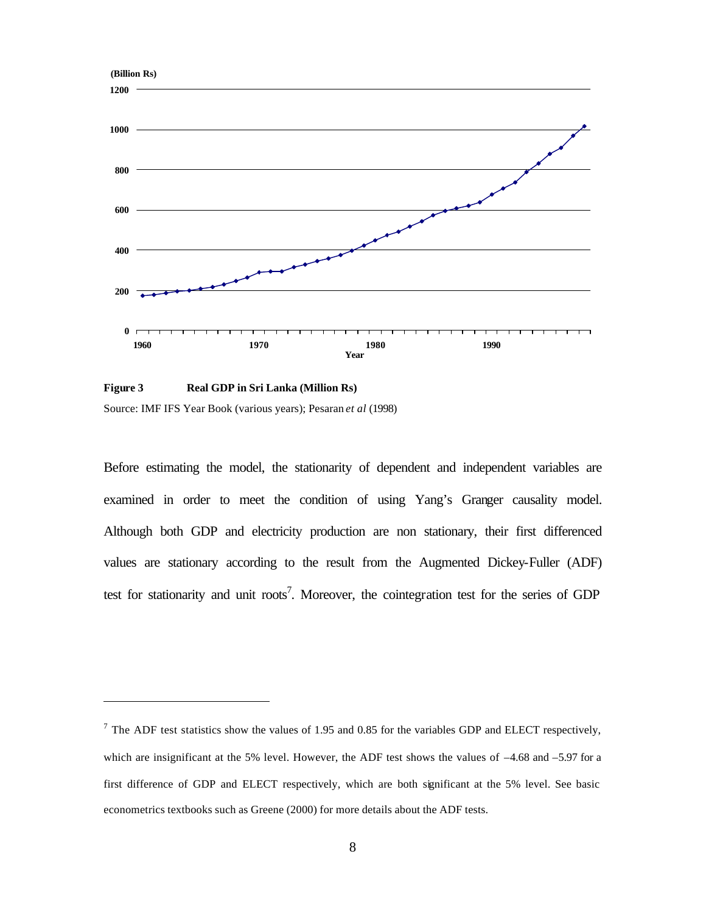Figure 3 Real GDP in Sri Lanka (Million Rs)

Source: IMF IFS Year Book (various years); Pesaran *et al* (1998)

Before estimating the model, the stationarity of dependent and independent variables are examined in order to meet the condition of using Yang's Granger causality model. Although both GDP and electricity production are non stationary, their first differenced values are stationary according to the result from the Augmented Dickey-Fuller (ADF) test for stationarity and unit roots[7]. Moreover, the cointegration test for the series of GDP

---

[7] The ADF test statistics show the values of 1.95 and 0.85 for the variables GDP and ELECT respectively, which are insignificant at the 5% level. However, the ADF test shows the values of –4.68 and –5.97 for a first difference of GDP and ELECT respectively, which are both significant at the 5% level. See basic econometrics textbooks such as Greene (2000) for more details about the ADF tests.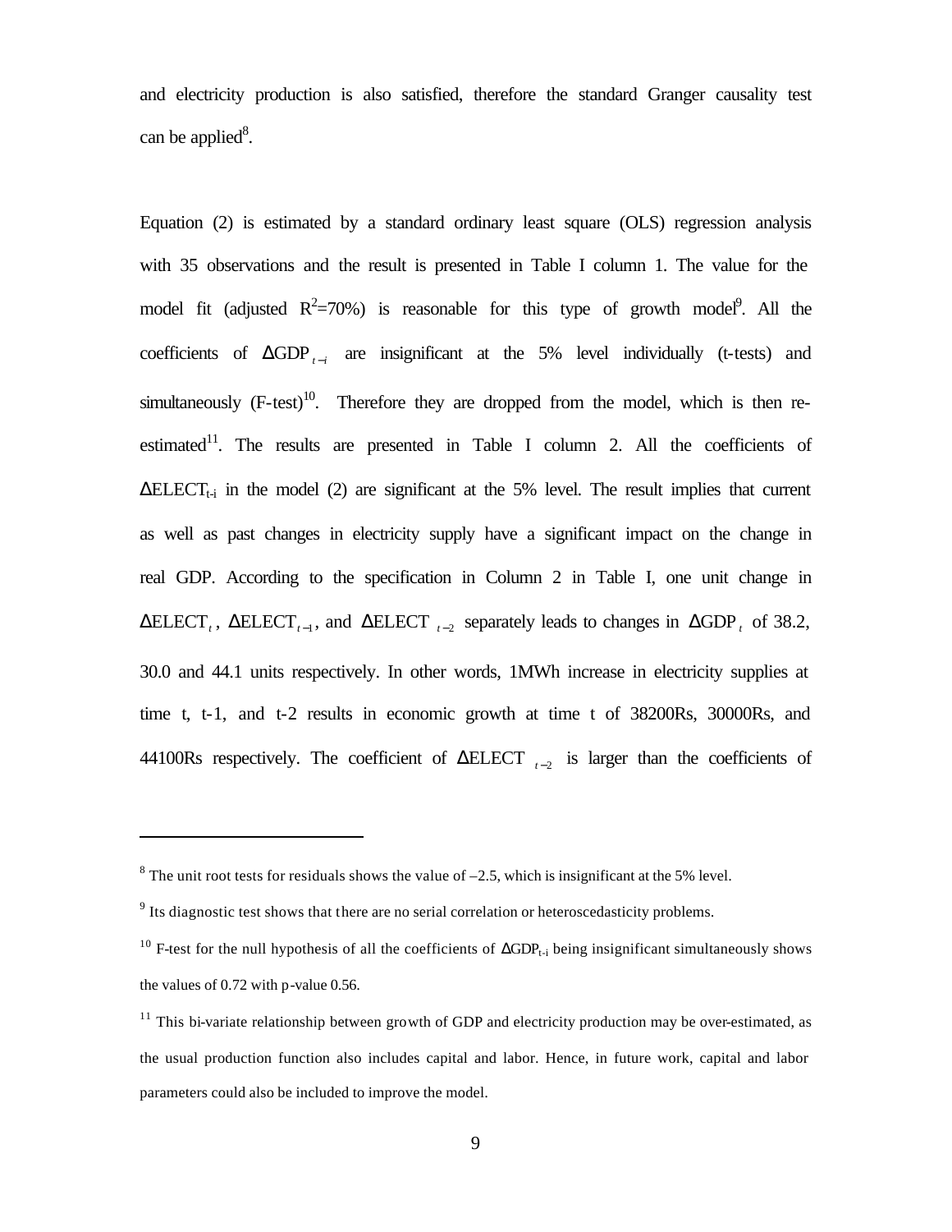and electricity production is also satisfied, therefore the standard Granger causality test can be applied[8].

Equation (2) is estimated by a standard ordinary least square (OLS) regression analysis with 35 observations and the result is presented in Table I column 1. The value for the model fit (adjusted $R^2$=70%) is reasonable for this type of growth model[9]. All the coefficients of $\Delta GDP_{t-i}$ are insignificant at the 5% level individually (t-tests) and simultaneously (F-test)[10]. Therefore they are dropped from the model, which is then re-estimated[11]. The results are presented in Table I column 2. All the coefficients of $\Delta ELECT_{t-i}$ in the model (2) are significant at the 5% level. The result implies that current as well as past changes in electricity supply have a significant impact on the change in real GDP. According to the specification in Column 2 in Table I, one unit change in $\Delta ELECT_t$, $\Delta ELECT_{t-1}$, and $\Delta ELECT_{t-2}$ separately leads to changes in $\Delta GDP_t$ of 38.2, 30.0 and 44.1 units respectively. In other words, 1MWh increase in electricity supplies at time t, t-1, and t-2 results in economic growth at time t of 38200Rs, 30000Rs, and 44100Rs respectively. The coefficient of $\Delta ELECT_{t-2}$ is larger than the coefficients of

---

[8] The unit root tests for residuals shows the value of –2.5, which is insignificant at the 5% level.

[9] Its diagnostic test shows that there are no serial correlation or heteroscedasticity problems.

[10] F-test for the null hypothesis of all the coefficients of $\Delta GDP_{t-i}$ being insignificant simultaneously shows the values of 0.72 with p-value 0.56.

[11] This bi-variate relationship between growth of GDP and electricity production may be over-estimated, as the usual production function also includes capital and labor. Hence, in future work, capital and labor parameters could also be included to improve the model.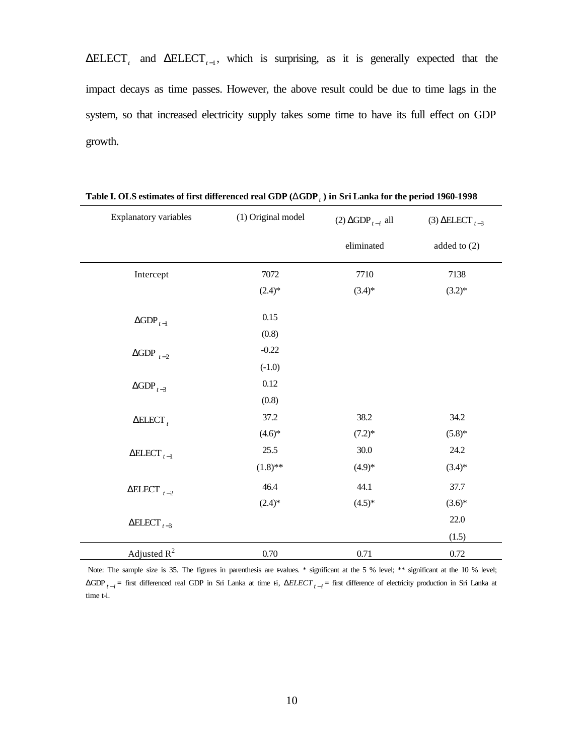$\Delta ELECT_t$ and $\Delta ELECT_{t-1}$, which is surprising, as it is generally expected that the impact decays as time passes. However, the above result could be due to time lags in the system, so that increased electricity supply takes some time to have its full effect on GDP growth.

**Table I. OLS estimates of first differenced real GDP ($\Delta GDP_t$) in Sri Lanka for the period 1960-1998**

| Explanatory variables | (1) Original model | (2) $\Delta GDP_{t-i}$ all eliminated | (3) $\Delta ELECT_{t-3}$ added to (2) |
|---|---|---|---|
| Intercept | 7072 | 7710 | 7138 |
| | (2.4)* | (3.4)* | (3.2)* |
| $\Delta GDP_{t-1}$ | 0.15 | | |
| | (0.8) | | |
| $\Delta GDP_{t-2}$ | -0.22 | | |
| | (-1.0) | | |
| $\Delta GDP_{t-3}$ | 0.12 | | |
| | (0.8) | | |
| $\Delta ELECT_t$ | 37.2 | 38.2 | 34.2 |
| | (4.6)* | (7.2)* | (5.8)* |
| $\Delta ELECT_{t-1}$ | 25.5 | 30.0 | 24.2 |
| | (1.8)** | (4.9)* | (3.4)* |
| $\Delta ELECT_{t-2}$ | 46.4 | 44.1 | 37.7 |
| | (2.4)* | (4.5)* | (3.6)* |
| $\Delta ELECT_{t-3}$ | | | 22.0 |
| | | | (1.5) |
| Adjusted $R^2$ | 0.70 | 0.71 | 0.72 |

Note: The sample size is 35. The figures in parenthesis are t-values. * significant at the 5 % level; ** significant at the 10 % level; $\Delta GDP_{t-i}$ = first differenced real GDP in Sri Lanka at time t-i, $\Delta ELECT_{t-i}$ = first difference of electricity production in Sri Lanka at time t-i.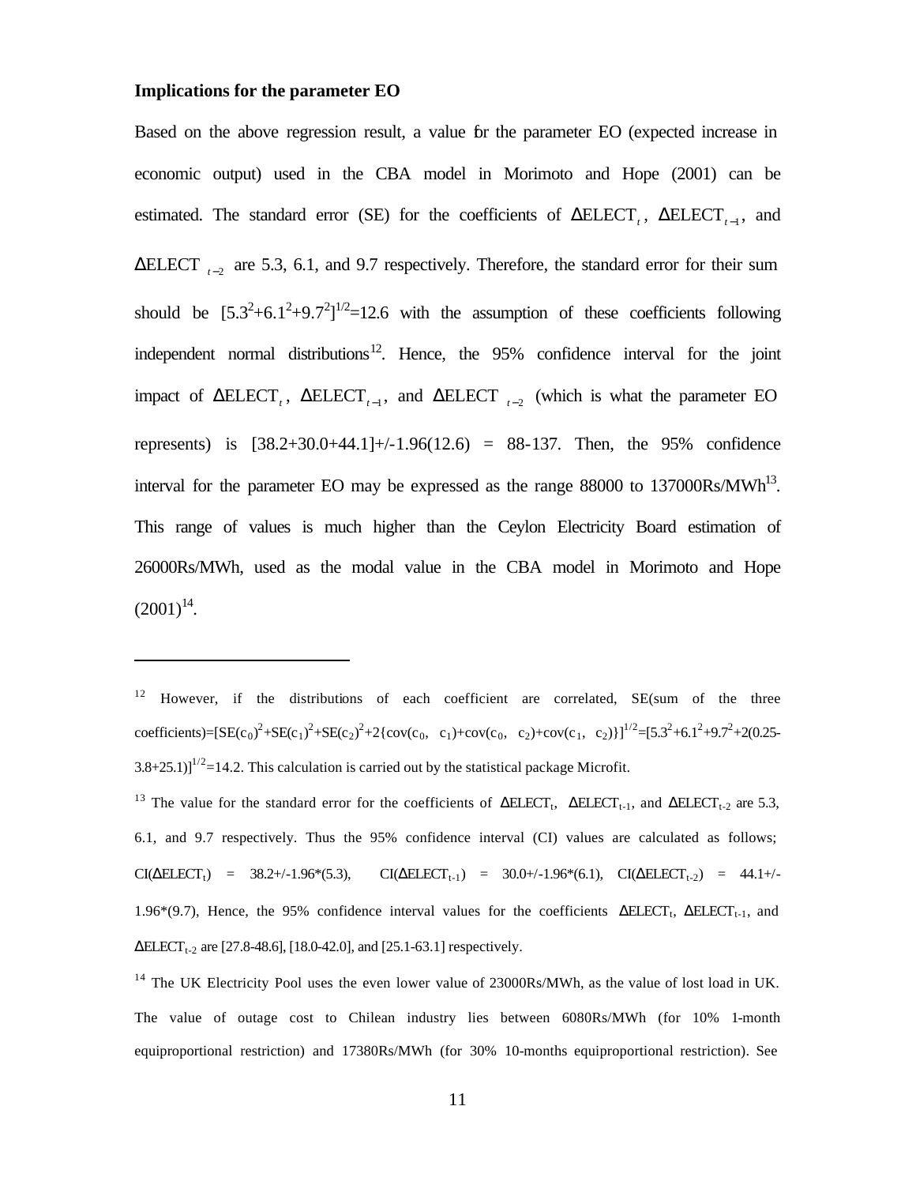**Implications for the parameter EO**

Based on the above regression result, a value for the parameter EO (expected increase in economic output) used in the CBA model in Morimoto and Hope (2001) can be estimated. The standard error (SE) for the coefficients of $\Delta \text{ELECT}_t$, $\Delta \text{ELECT}_{t-1}$, and $\Delta \text{ELECT}_{t-2}$ are 5.3, 6.1, and 9.7 respectively. Therefore, the standard error for their sum should be $[5.3^2+6.1^2+9.7^2]^{1/2}=12.6$ with the assumption of these coefficients following independent normal distributions[12]. Hence, the 95% confidence interval for the joint impact of $\Delta \text{ELECT}_t$, $\Delta \text{ELECT}_{t-1}$, and $\Delta \text{ELECT}_{t-2}$ (which is what the parameter EO represents) is [38.2+30.0+44.1]+/-1.96(12.6) = 88-137. Then, the 95% confidence interval for the parameter EO may be expressed as the range 88000 to 137000Rs/MWh[13]. This range of values is much higher than the Ceylon Electricity Board estimation of 26000Rs/MWh, used as the modal value in the CBA model in Morimoto and Hope (2001)[14].

---

[12] However, if the distributions of each coefficient are correlated, SE(sum of the three coefficients)=$[SE(c_0)^2+SE(c_1)^2+SE(c_2)^2+2\{cov(c_0, c_1)+cov(c_0, c_2)+cov(c_1, c_2)\}]^{1/2}=[5.3^2+6.1^2+9.7^2+2(0.25-3.8+25.1)]^{1/2}=14.2$. This calculation is carried out by the statistical package Microfit.

[13] The value for the standard error for the coefficients of $\Delta \text{ELECT}_t$, $\Delta \text{ELECT}_{t-1}$, and $\Delta \text{ELECT}_{t-2}$ are 5.3, 6.1, and 9.7 respectively. Thus the 95% confidence interval (CI) values are calculated as follows; $CI(\Delta \text{ELECT}_t)$ = 38.2+/-1.96*(5.3), $CI(\Delta \text{ELECT}_{t-1})$ = 30.0+/-1.96*(6.1), $CI(\Delta \text{ELECT}_{t-2})$ = 44.1+/-1.96*(9.7), Hence, the 95% confidence interval values for the coefficients $\Delta \text{ELECT}_t$, $\Delta \text{ELECT}_{t-1}$, and $\Delta \text{ELECT}_{t-2}$ are [27.8-48.6], [18.0-42.0], and [25.1-63.1] respectively.

[14] The UK Electricity Pool uses the even lower value of 23000Rs/MWh, as the value of lost load in UK. The value of outage cost to Chilean industry lies between 6080Rs/MWh (for 10% 1-month equiproportional restriction) and 17380Rs/MWh (for 30% 10-months equiproportional restriction). See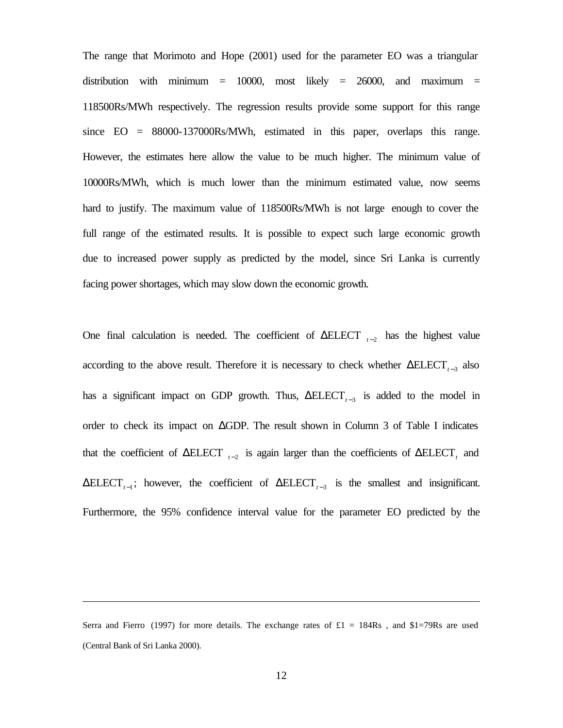The range that Morimoto and Hope (2001) used for the parameter EO was a triangular distribution with minimum = 10000, most likely = 26000, and maximum = 118500Rs/MWh respectively. The regression results provide some support for this range since EO = 88000-137000Rs/MWh, estimated in this paper, overlaps this range. However, the estimates here allow the value to be much higher. The minimum value of 10000Rs/MWh, which is much lower than the minimum estimated value, now seems hard to justify. The maximum value of 118500Rs/MWh is not large enough to cover the full range of the estimated results. It is possible to expect such large economic growth due to increased power supply as predicted by the model, since Sri Lanka is currently facing power shortages, which may slow down the economic growth.

One final calculation is needed. The coefficient of $\Delta \text{ELECT}_{t-2}$ has the highest value according to the above result. Therefore it is necessary to check whether $\Delta \text{ELECT}_{t-3}$ also has a significant impact on GDP growth. Thus, $\Delta \text{ELECT}_{t-3}$ is added to the model in order to check its impact on $\Delta$GDP. The result shown in Column 3 of Table I indicates that the coefficient of $\Delta \text{ELECT}_{t-2}$ is again larger than the coefficients of $\Delta \text{ELECT}_{t}$ and $\Delta \text{ELECT}_{t-1}$; however, the coefficient of $\Delta \text{ELECT}_{t-3}$ is the smallest and insignificant. Furthermore, the 95% confidence interval value for the parameter EO predicted by the

---

Serra and Fierro (1997) for more details. The exchange rates of £1 = 184Rs , and \$1=79Rs are used (Central Bank of Sri Lanka 2000).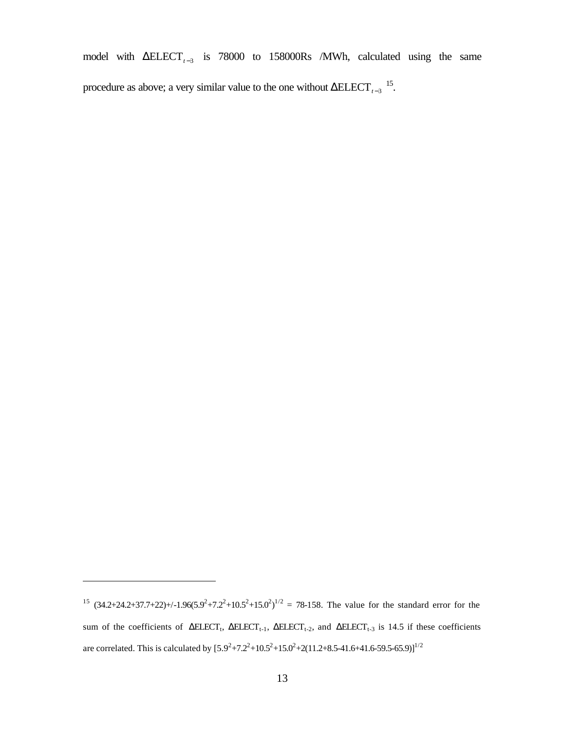model with $\Delta \text{ELECT}_{t-3}$ is 78000 to 158000Rs /MWh, calculated using the same procedure as above; a very similar value to the one without $\Delta \text{ELECT}_{t-3}$ [15].

---

[15] $(34.2+24.2+37.7+22) +/- 1.96(5.9^2+7.2^2+10.5^2+15.0^2)^{1/2}$ = 78-158. The value for the standard error for the sum of the coefficients of $\Delta \text{ELECT}_t$, $\Delta \text{ELECT}_{t-1}$, $\Delta \text{ELECT}_{t-2}$, and $\Delta \text{ELECT}_{t-3}$ is 14.5 if these coefficients are correlated. This is calculated by $[5.9^2+7.2^2+10.5^2+15.0^2+2(11.2+8.5-41.6+41.6-59.5-65.9)]^{1/2}$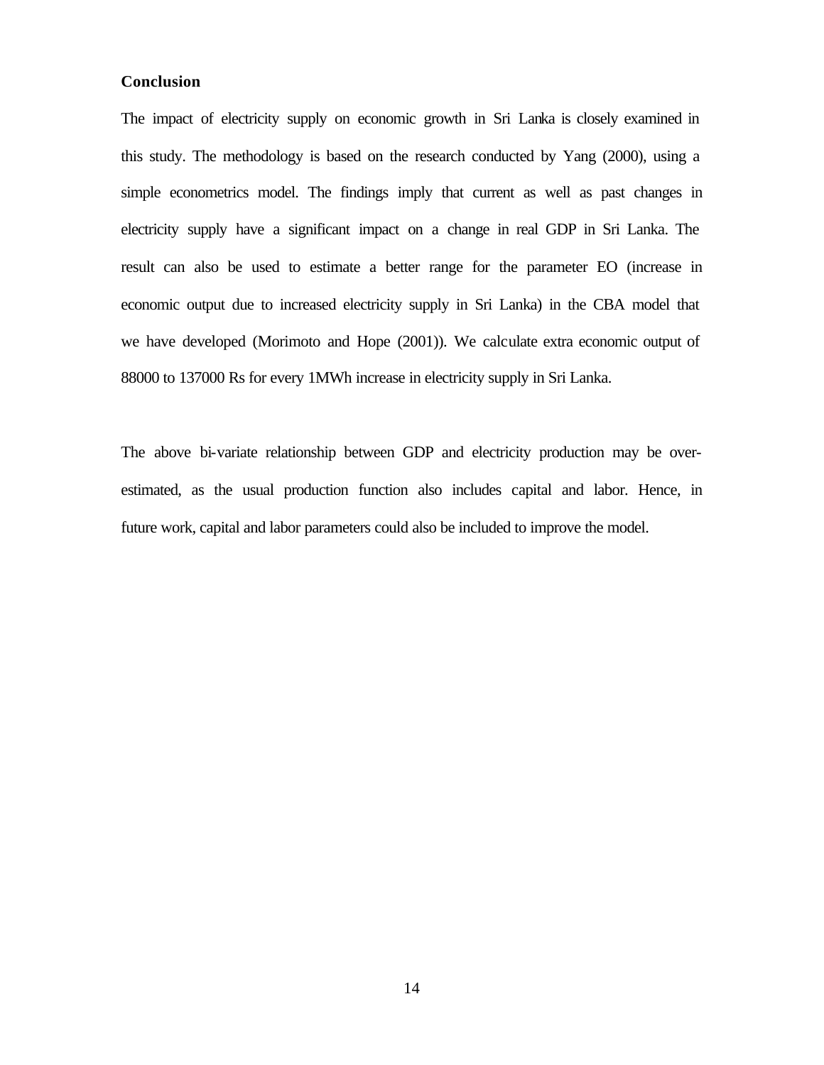## Conclusion

The impact of electricity supply on economic growth in Sri Lanka is closely examined in this study. The methodology is based on the research conducted by Yang (2000), using a simple econometrics model. The findings imply that current as well as past changes in electricity supply have a significant impact on a change in real GDP in Sri Lanka. The result can also be used to estimate a better range for the parameter EO (increase in economic output due to increased electricity supply in Sri Lanka) in the CBA model that we have developed (Morimoto and Hope (2001)). We calculate extra economic output of 88000 to 137000 Rs for every 1MWh increase in electricity supply in Sri Lanka.

The above bi-variate relationship between GDP and electricity production may be over-estimated, as the usual production function also includes capital and labor. Hence, in future work, capital and labor parameters could also be included to improve the model.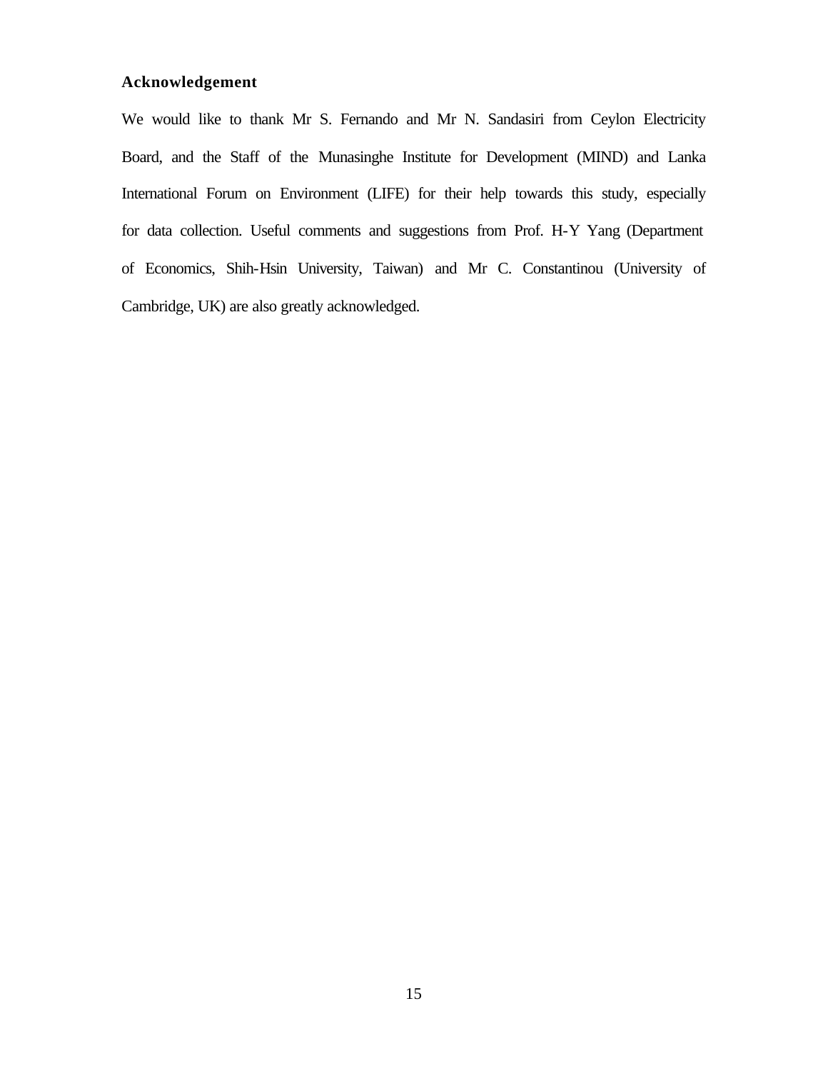## Acknowledgement

We would like to thank Mr S. Fernando and Mr N. Sandasiri from Ceylon Electricity Board, and the Staff of the Munasinghe Institute for Development (MIND) and Lanka International Forum on Environment (LIFE) for their help towards this study, especially for data collection. Useful comments and suggestions from Prof. H-Y Yang (Department of Economics, Shih-Hsin University, Taiwan) and Mr C. Constantinou (University of Cambridge, UK) are also greatly acknowledged.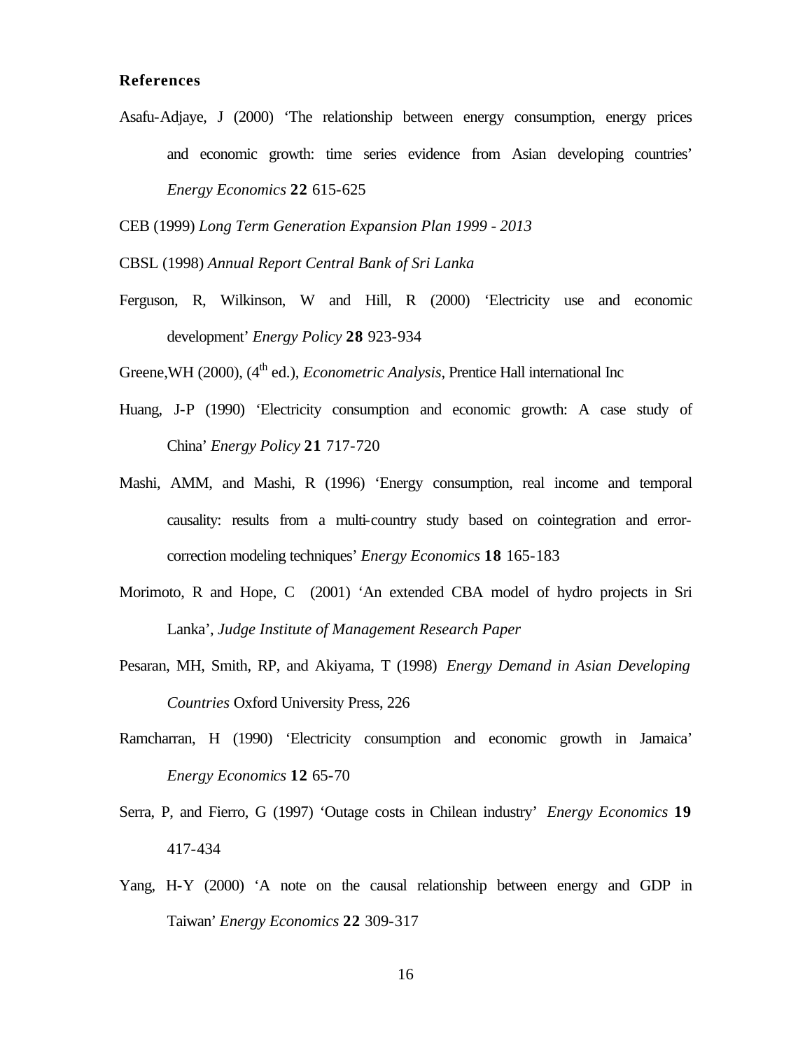**References**

Asafu-Adjaye, J (2000) 'The relationship between energy consumption, energy prices and economic growth: time series evidence from Asian developing countries' *Energy Economics* **22** 615-625

CEB (1999) *Long Term Generation Expansion Plan 1999 - 2013*

CBSL (1998) *Annual Report Central Bank of Sri Lanka*

Ferguson, R, Wilkinson, W and Hill, R (2000) 'Electricity use and economic development' *Energy Policy* **28** 923-934

Greene,WH (2000), (4th ed.), *Econometric Analysis*, Prentice Hall international Inc

Huang, J-P (1990) 'Electricity consumption and economic growth: A case study of China' *Energy Policy* **21** 717-720

Mashi, AMM, and Mashi, R (1996) 'Energy consumption, real income and temporal causality: results from a multi-country study based on cointegration and error-correction modeling techniques' *Energy Economics* **18** 165-183

Morimoto, R and Hope, C (2001) 'An extended CBA model of hydro projects in Sri Lanka', *Judge Institute of Management Research Paper*

Pesaran, MH, Smith, RP, and Akiyama, T (1998) *Energy Demand in Asian Developing Countries* Oxford University Press, 226

Ramcharran, H (1990) 'Electricity consumption and economic growth in Jamaica' *Energy Economics* **12** 65-70

Serra, P, and Fierro, G (1997) 'Outage costs in Chilean industry' *Energy Economics* **19** 417-434

Yang, H-Y (2000) 'A note on the causal relationship between energy and GDP in Taiwan' *Energy Economics* **22** 309-317